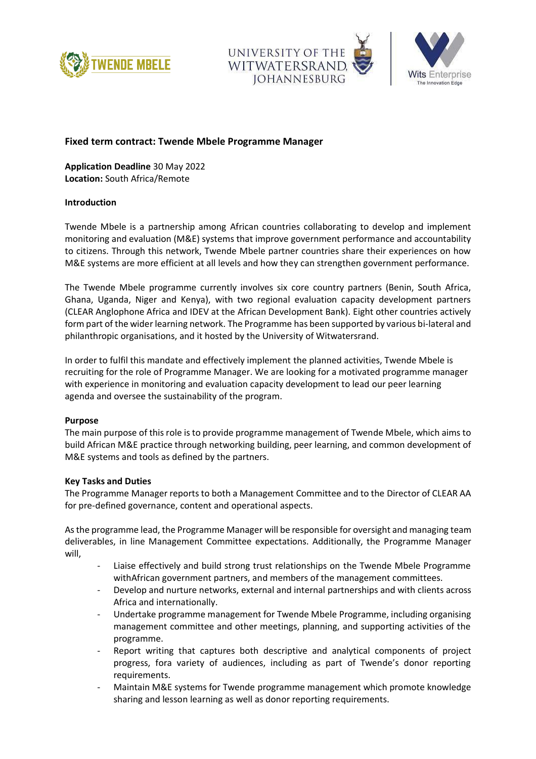## Fixed term contract: Twende Mbele Programme Manager

**Application Deadline** 30 May 2022
**Location:** South Africa/Remote

**Introduction**

Twende Mbele is a partnership among African countries collaborating to develop and implement monitoring and evaluation (M&E) systems that improve government performance and accountability to citizens. Through this network, Twende Mbele partner countries share their experiences on how M&E systems are more efficient at all levels and how they can strengthen government performance.

The Twende Mbele programme currently involves six core country partners (Benin, South Africa, Ghana, Uganda, Niger and Kenya), with two regional evaluation capacity development partners (CLEAR Anglophone Africa and IDEV at the African Development Bank). Eight other countries actively form part of the wider learning network. The Programme has been supported by various bi-lateral and philanthropic organisations, and it hosted by the University of Witwatersrand.

In order to fulfil this mandate and effectively implement the planned activities, Twende Mbele is recruiting for the role of Programme Manager. We are looking for a motivated programme manager with experience in monitoring and evaluation capacity development to lead our peer learning agenda and oversee the sustainability of the program.

**Purpose**

The main purpose of this role is to provide programme management of Twende Mbele, which aims to build African M&E practice through networking building, peer learning, and common development of M&E systems and tools as defined by the partners.

**Key Tasks and Duties**

The Programme Manager reports to both a Management Committee and to the Director of CLEAR AA for pre-defined governance, content and operational aspects.

As the programme lead, the Programme Manager will be responsible for oversight and managing team deliverables, in line Management Committee expectations. Additionally, the Programme Manager will,

- Liaise effectively and build strong trust relationships on the Twende Mbele Programme withAfrican government partners, and members of the management committees.
- Develop and nurture networks, external and internal partnerships and with clients across Africa and internationally.
- Undertake programme management for Twende Mbele Programme, including organising management committee and other meetings, planning, and supporting activities of the programme.
- Report writing that captures both descriptive and analytical components of project progress, fora variety of audiences, including as part of Twende's donor reporting requirements.
- Maintain M&E systems for Twende programme management which promote knowledge sharing and lesson learning as well as donor reporting requirements.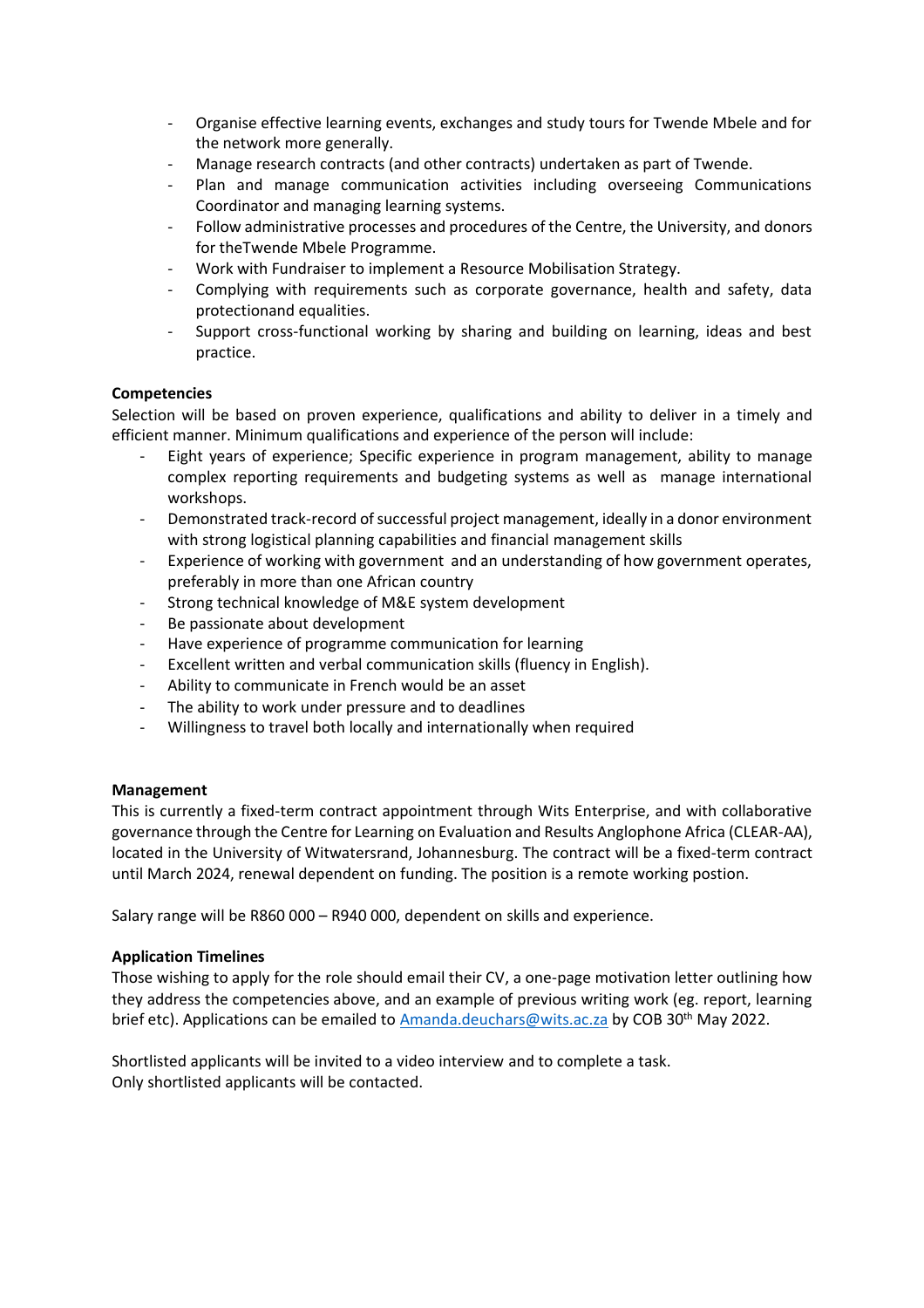- Organise effective learning events, exchanges and study tours for Twende Mbele and for the network more generally.
- Manage research contracts (and other contracts) undertaken as part of Twende.
- Plan and manage communication activities including overseeing Communications Coordinator and managing learning systems.
- Follow administrative processes and procedures of the Centre, the University, and donors for theTwende Mbele Programme.
- Work with Fundraiser to implement a Resource Mobilisation Strategy.
- Complying with requirements such as corporate governance, health and safety, data protectionand equalities.
- Support cross-functional working by sharing and building on learning, ideas and best practice.

**Competencies**

Selection will be based on proven experience, qualifications and ability to deliver in a timely and efficient manner. Minimum qualifications and experience of the person will include:

- Eight years of experience; Specific experience in program management, ability to manage complex reporting requirements and budgeting systems as well as manage international workshops.
- Demonstrated track-record of successful project management, ideally in a donor environment with strong logistical planning capabilities and financial management skills
- Experience of working with government and an understanding of how government operates, preferably in more than one African country
- Strong technical knowledge of M&E system development
- Be passionate about development
- Have experience of programme communication for learning
- Excellent written and verbal communication skills (fluency in English).
- Ability to communicate in French would be an asset
- The ability to work under pressure and to deadlines
- Willingness to travel both locally and internationally when required

**Management**

This is currently a fixed-term contract appointment through Wits Enterprise, and with collaborative governance through the Centre for Learning on Evaluation and Results Anglophone Africa (CLEAR-AA), located in the University of Witwatersrand, Johannesburg. The contract will be a fixed-term contract until March 2024, renewal dependent on funding. The position is a remote working postion.

Salary range will be R860 000 – R940 000, dependent on skills and experience.

**Application Timelines**

Those wishing to apply for the role should email their CV, a one-page motivation letter outlining how they address the competencies above, and an example of previous writing work (eg. report, learning brief etc). Applications can be emailed to Amanda.deuchars@wits.ac.za by COB 30th May 2022.

Shortlisted applicants will be invited to a video interview and to complete a task.
Only shortlisted applicants will be contacted.